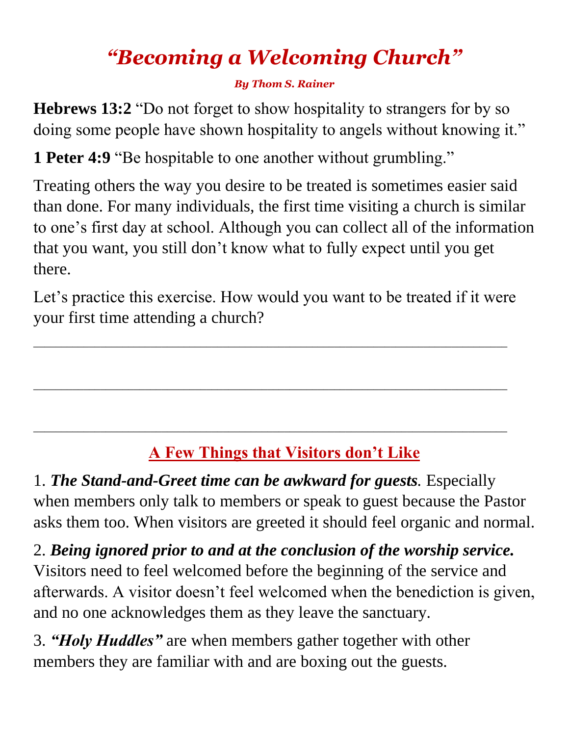# *"Becoming a Welcoming Church"*

***By Thom S. Rainer***

**Hebrews 13:2** "Do not forget to show hospitality to strangers for by so doing some people have shown hospitality to angels without knowing it."

**1 Peter 4:9** "Be hospitable to one another without grumbling."

Treating others the way you desire to be treated is sometimes easier said than done. For many individuals, the first time visiting a church is similar to one's first day at school. Although you can collect all of the information that you want, you still don't know what to fully expect until you get there.

Let's practice this exercise. How would you want to be treated if it were your first time attending a church?

_____________________________________________________________

_____________________________________________________________

_____________________________________________________________

## A Few Things that Visitors don't Like

1. ***The Stand-and-Greet time can be awkward for guests.*** Especially when members only talk to members or speak to guest because the Pastor asks them too. When visitors are greeted it should feel organic and normal.

2. ***Being ignored prior to and at the conclusion of the worship service.*** Visitors need to feel welcomed before the beginning of the service and afterwards. A visitor doesn't feel welcomed when the benediction is given, and no one acknowledges them as they leave the sanctuary.

3. ***"Holy Huddles"*** are when members gather together with other members they are familiar with and are boxing out the guests.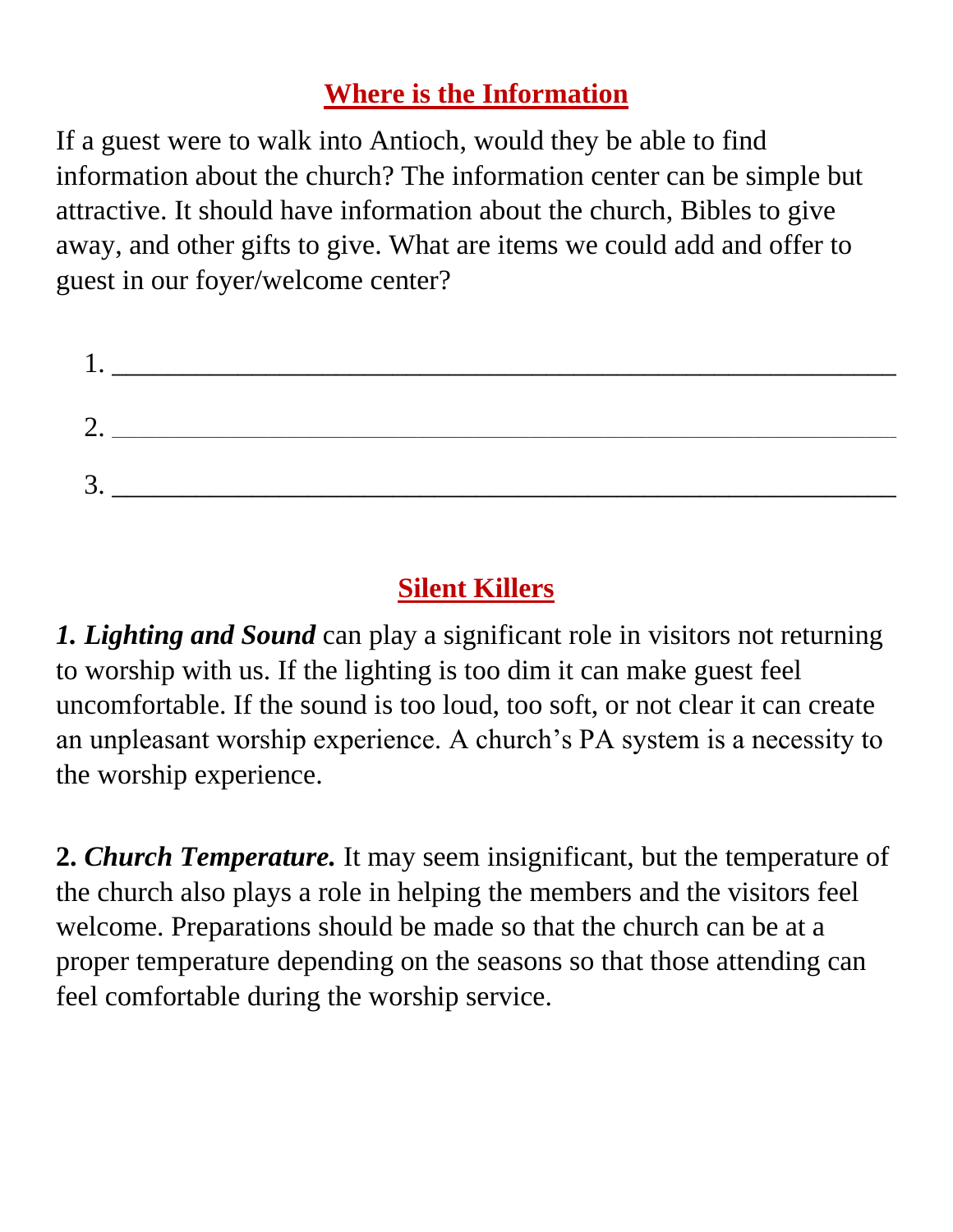## Where is the Information

If a guest were to walk into Antioch, would they be able to find information about the church? The information center can be simple but attractive. It should have information about the church, Bibles to give away, and other gifts to give. What are items we could add and offer to guest in our foyer/welcome center?

1. ______________________________________________________

2. ______________________________________________________

3. ______________________________________________________

## Silent Killers

***1. Lighting and Sound*** can play a significant role in visitors not returning to worship with us. If the lighting is too dim it can make guest feel uncomfortable. If the sound is too loud, too soft, or not clear it can create an unpleasant worship experience. A church's PA system is a necessity to the worship experience.

**2. *Church Temperature.*** It may seem insignificant, but the temperature of the church also plays a role in helping the members and the visitors feel welcome. Preparations should be made so that the church can be at a proper temperature depending on the seasons so that those attending can feel comfortable during the worship service.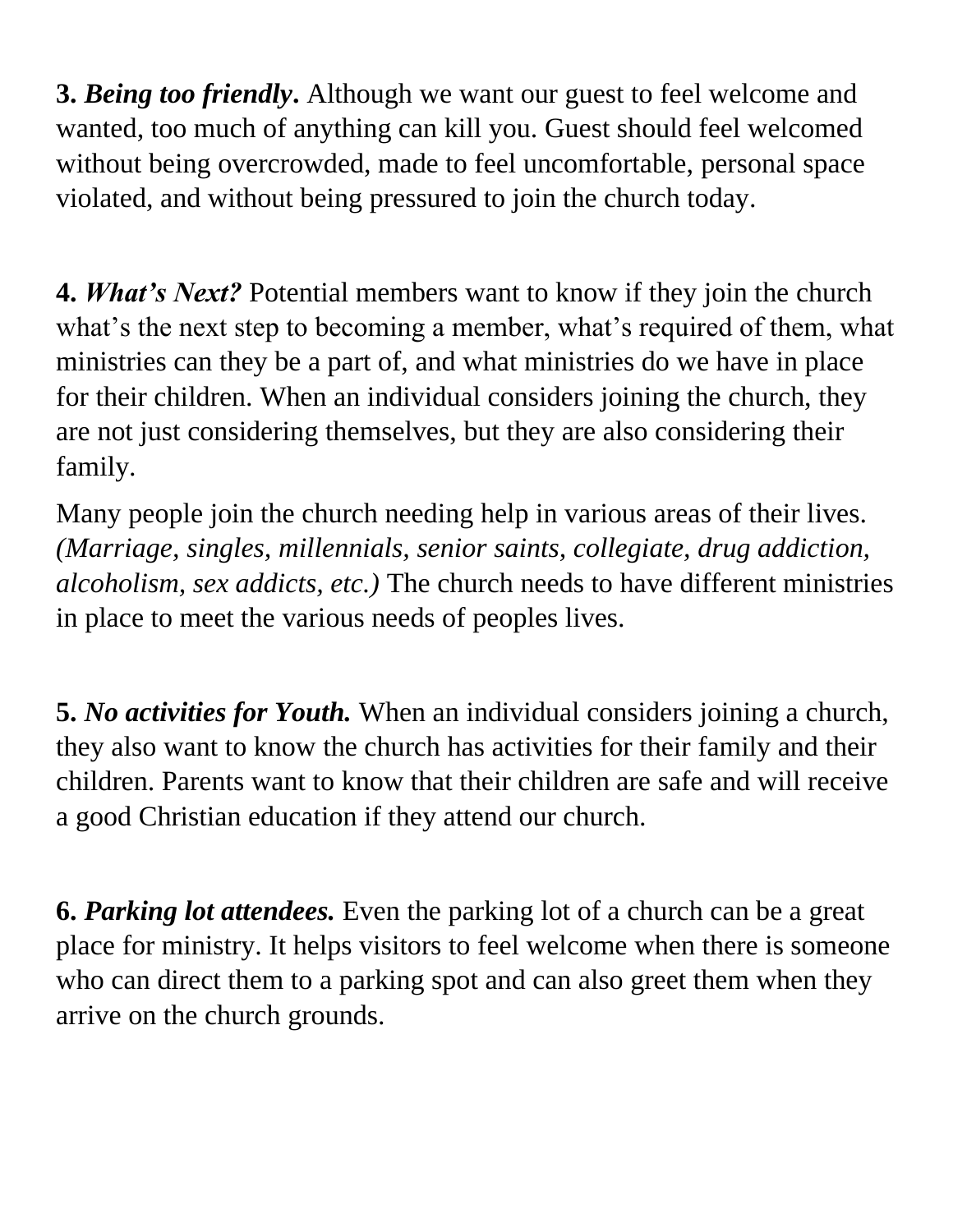**3.** ***Being too friendly*****.** Although we want our guest to feel welcome and wanted, too much of anything can kill you. Guest should feel welcomed without being overcrowded, made to feel uncomfortable, personal space violated, and without being pressured to join the church today.

**4.** ***What's Next?*** Potential members want to know if they join the church what's the next step to becoming a member, what's required of them, what ministries can they be a part of, and what ministries do we have in place for their children. When an individual considers joining the church, they are not just considering themselves, but they are also considering their family.

Many people join the church needing help in various areas of their lives. *(Marriage, singles, millennials, senior saints, collegiate, drug addiction, alcoholism, sex addicts, etc.)* The church needs to have different ministries in place to meet the various needs of peoples lives.

**5.** ***No activities for Youth.*** When an individual considers joining a church, they also want to know the church has activities for their family and their children. Parents want to know that their children are safe and will receive a good Christian education if they attend our church.

**6.** ***Parking lot attendees.*** Even the parking lot of a church can be a great place for ministry. It helps visitors to feel welcome when there is someone who can direct them to a parking spot and can also greet them when they arrive on the church grounds.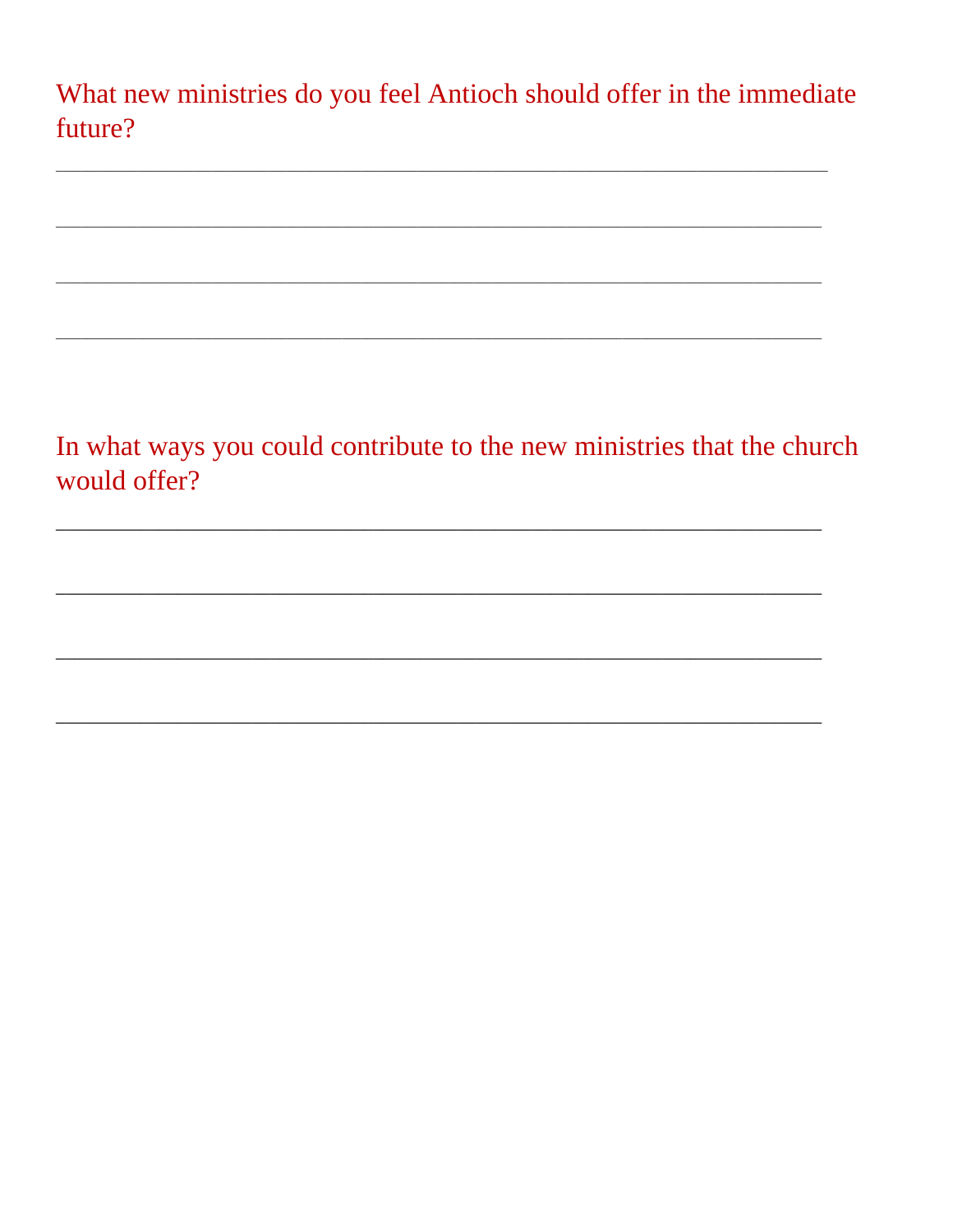What new ministries do you feel Antioch should offer in the immediate future?

_______________________________________________________________

_______________________________________________________________

_______________________________________________________________

_______________________________________________________________

In what ways you could contribute to the new ministries that the church would offer?

_______________________________________________________________

_______________________________________________________________

_______________________________________________________________

_______________________________________________________________